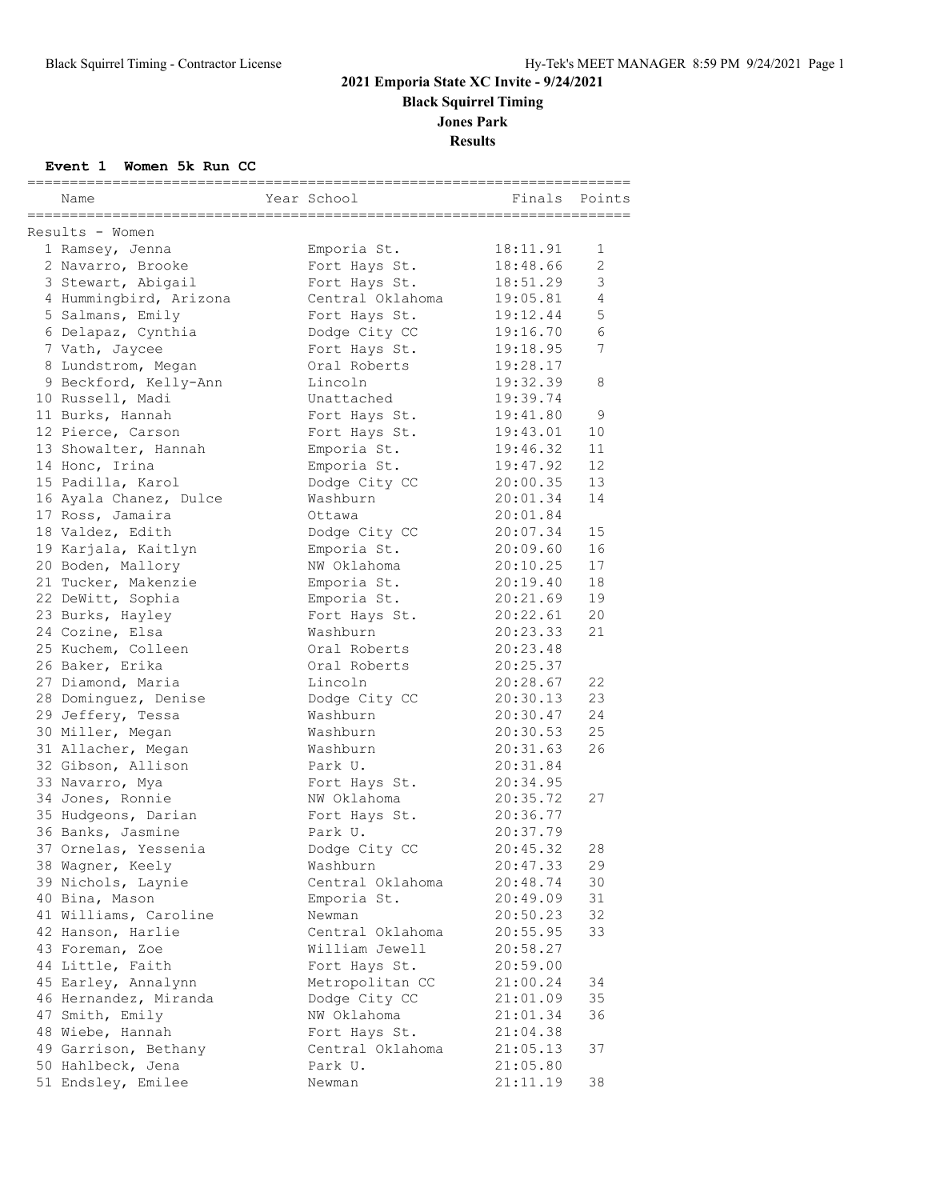# 2021 Emporia State XC Invite - 9/24/2021

## Black Squirrel Timing

## Jones Park

## Results

### Event 1 Women 5k Run CC

Results - Women

| Place | Name | Year | School | Finals | Points |
|---|---|---|---|---|---|
| 1 | Ramsey, Jenna | | Emporia St. | 18:11.91 | 1 |
| 2 | Navarro, Brooke | | Fort Hays St. | 18:48.66 | 2 |
| 3 | Stewart, Abigail | | Fort Hays St. | 18:51.29 | 3 |
| 4 | Hummingbird, Arizona | | Central Oklahoma | 19:05.81 | 4 |
| 5 | Salmans, Emily | | Fort Hays St. | 19:12.44 | 5 |
| 6 | Delapaz, Cynthia | | Dodge City CC | 19:16.70 | 6 |
| 7 | Vath, Jaycee | | Fort Hays St. | 19:18.95 | 7 |
| 8 | Lundstrom, Megan | | Oral Roberts | 19:28.17 | |
| 9 | Beckford, Kelly-Ann | | Lincoln | 19:32.39 | 8 |
| 10 | Russell, Madi | | Unattached | 19:39.74 | |
| 11 | Burks, Hannah | | Fort Hays St. | 19:41.80 | 9 |
| 12 | Pierce, Carson | | Fort Hays St. | 19:43.01 | 10 |
| 13 | Showalter, Hannah | | Emporia St. | 19:46.32 | 11 |
| 14 | Honc, Irina | | Emporia St. | 19:47.92 | 12 |
| 15 | Padilla, Karol | | Dodge City CC | 20:00.35 | 13 |
| 16 | Ayala Chanez, Dulce | | Washburn | 20:01.34 | 14 |
| 17 | Ross, Jamaira | | Ottawa | 20:01.84 | |
| 18 | Valdez, Edith | | Dodge City CC | 20:07.34 | 15 |
| 19 | Karjala, Kaitlyn | | Emporia St. | 20:09.60 | 16 |
| 20 | Boden, Mallory | | NW Oklahoma | 20:10.25 | 17 |
| 21 | Tucker, Makenzie | | Emporia St. | 20:19.40 | 18 |
| 22 | DeWitt, Sophia | | Emporia St. | 20:21.69 | 19 |
| 23 | Burks, Hayley | | Fort Hays St. | 20:22.61 | 20 |
| 24 | Cozine, Elsa | | Washburn | 20:23.33 | 21 |
| 25 | Kuchem, Colleen | | Oral Roberts | 20:23.48 | |
| 26 | Baker, Erika | | Oral Roberts | 20:25.37 | |
| 27 | Diamond, Maria | | Lincoln | 20:28.67 | 22 |
| 28 | Dominguez, Denise | | Dodge City CC | 20:30.13 | 23 |
| 29 | Jeffery, Tessa | | Washburn | 20:30.47 | 24 |
| 30 | Miller, Megan | | Washburn | 20:30.53 | 25 |
| 31 | Allacher, Megan | | Washburn | 20:31.63 | 26 |
| 32 | Gibson, Allison | | Park U. | 20:31.84 | |
| 33 | Navarro, Mya | | Fort Hays St. | 20:34.95 | |
| 34 | Jones, Ronnie | | NW Oklahoma | 20:35.72 | 27 |
| 35 | Hudgeons, Darian | | Fort Hays St. | 20:36.77 | |
| 36 | Banks, Jasmine | | Park U. | 20:37.79 | |
| 37 | Ornelas, Yessenia | | Dodge City CC | 20:45.32 | 28 |
| 38 | Wagner, Keely | | Washburn | 20:47.33 | 29 |
| 39 | Nichols, Laynie | | Central Oklahoma | 20:48.74 | 30 |
| 40 | Bina, Mason | | Emporia St. | 20:49.09 | 31 |
| 41 | Williams, Caroline | | Newman | 20:50.23 | 32 |
| 42 | Hanson, Harlie | | Central Oklahoma | 20:55.95 | 33 |
| 43 | Foreman, Zoe | | William Jewell | 20:58.27 | |
| 44 | Little, Faith | | Fort Hays St. | 20:59.00 | |
| 45 | Earley, Annalynn | | Metropolitan CC | 21:00.24 | 34 |
| 46 | Hernandez, Miranda | | Dodge City CC | 21:01.09 | 35 |
| 47 | Smith, Emily | | NW Oklahoma | 21:01.34 | 36 |
| 48 | Wiebe, Hannah | | Fort Hays St. | 21:04.38 | |
| 49 | Garrison, Bethany | | Central Oklahoma | 21:05.13 | 37 |
| 50 | Hahlbeck, Jena | | Park U. | 21:05.80 | |
| 51 | Endsley, Emilee | | Newman | 21:11.19 | 38 |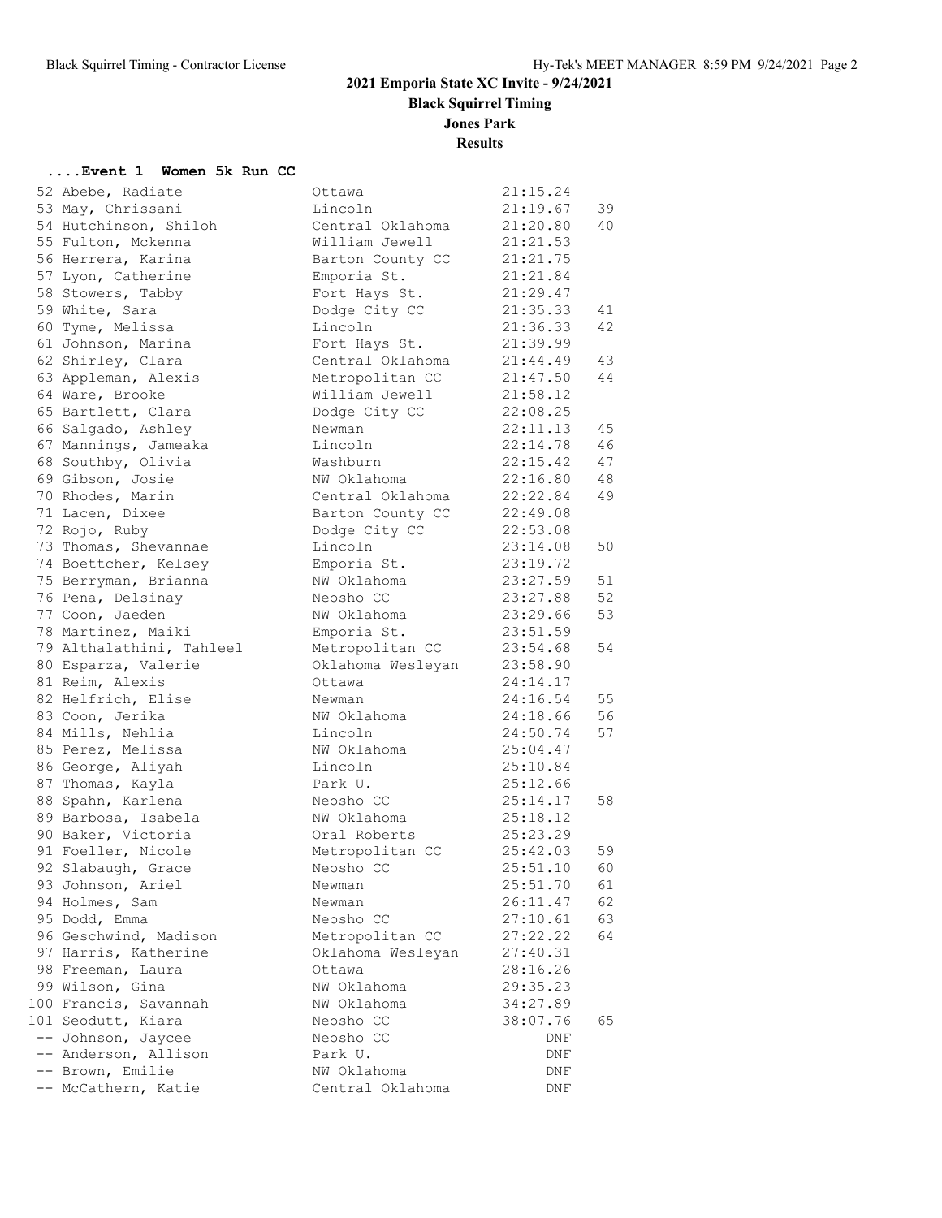## 2021 Emporia State XC Invite - 9/24/2021

**Black Squirrel Timing**

**Jones Park**

**Results**

### ....Event 1 Women 5k Run CC

| Place | Name | School | Time | Points |
|---|---|---|---|---|
| 52 | Abebe, Radiate | Ottawa | 21:15.24 | |
| 53 | May, Chrissani | Lincoln | 21:19.67 | 39 |
| 54 | Hutchinson, Shiloh | Central Oklahoma | 21:20.80 | 40 |
| 55 | Fulton, Mckenna | William Jewell | 21:21.53 | |
| 56 | Herrera, Karina | Barton County CC | 21:21.75 | |
| 57 | Lyon, Catherine | Emporia St. | 21:21.84 | |
| 58 | Stowers, Tabby | Fort Hays St. | 21:29.47 | |
| 59 | White, Sara | Dodge City CC | 21:35.33 | 41 |
| 60 | Tyme, Melissa | Lincoln | 21:36.33 | 42 |
| 61 | Johnson, Marina | Fort Hays St. | 21:39.99 | |
| 62 | Shirley, Clara | Central Oklahoma | 21:44.49 | 43 |
| 63 | Appleman, Alexis | Metropolitan CC | 21:47.50 | 44 |
| 64 | Ware, Brooke | William Jewell | 21:58.12 | |
| 65 | Bartlett, Clara | Dodge City CC | 22:08.25 | |
| 66 | Salgado, Ashley | Newman | 22:11.13 | 45 |
| 67 | Mannings, Jameaka | Lincoln | 22:14.78 | 46 |
| 68 | Southby, Olivia | Washburn | 22:15.42 | 47 |
| 69 | Gibson, Josie | NW Oklahoma | 22:16.80 | 48 |
| 70 | Rhodes, Marin | Central Oklahoma | 22:22.84 | 49 |
| 71 | Lacen, Dixee | Barton County CC | 22:49.08 | |
| 72 | Rojo, Ruby | Dodge City CC | 22:53.08 | |
| 73 | Thomas, Shevannae | Lincoln | 23:14.08 | 50 |
| 74 | Boettcher, Kelsey | Emporia St. | 23:19.72 | |
| 75 | Berryman, Brianna | NW Oklahoma | 23:27.59 | 51 |
| 76 | Pena, Delsinay | Neosho CC | 23:27.88 | 52 |
| 77 | Coon, Jaeden | NW Oklahoma | 23:29.66 | 53 |
| 78 | Martinez, Maiki | Emporia St. | 23:51.59 | |
| 79 | Althalathini, Tahleel | Metropolitan CC | 23:54.68 | 54 |
| 80 | Esparza, Valerie | Oklahoma Wesleyan | 23:58.90 | |
| 81 | Reim, Alexis | Ottawa | 24:14.17 | |
| 82 | Helfrich, Elise | Newman | 24:16.54 | 55 |
| 83 | Coon, Jerika | NW Oklahoma | 24:18.66 | 56 |
| 84 | Mills, Nehlia | Lincoln | 24:50.74 | 57 |
| 85 | Perez, Melissa | NW Oklahoma | 25:04.47 | |
| 86 | George, Aliyah | Lincoln | 25:10.84 | |
| 87 | Thomas, Kayla | Park U. | 25:12.66 | |
| 88 | Spahn, Karlena | Neosho CC | 25:14.17 | 58 |
| 89 | Barbosa, Isabela | NW Oklahoma | 25:18.12 | |
| 90 | Baker, Victoria | Oral Roberts | 25:23.29 | |
| 91 | Foeller, Nicole | Metropolitan CC | 25:42.03 | 59 |
| 92 | Slabaugh, Grace | Neosho CC | 25:51.10 | 60 |
| 93 | Johnson, Ariel | Newman | 25:51.70 | 61 |
| 94 | Holmes, Sam | Newman | 26:11.47 | 62 |
| 95 | Dodd, Emma | Neosho CC | 27:10.61 | 63 |
| 96 | Geschwind, Madison | Metropolitan CC | 27:22.22 | 64 |
| 97 | Harris, Katherine | Oklahoma Wesleyan | 27:40.31 | |
| 98 | Freeman, Laura | Ottawa | 28:16.26 | |
| 99 | Wilson, Gina | NW Oklahoma | 29:35.23 | |
| 100 | Francis, Savannah | NW Oklahoma | 34:27.89 | |
| 101 | Seodutt, Kiara | Neosho CC | 38:07.76 | 65 |
| -- | Johnson, Jaycee | Neosho CC | DNF | |
| -- | Anderson, Allison | Park U. | DNF | |
| -- | Brown, Emilie | NW Oklahoma | DNF | |
| -- | McCathern, Katie | Central Oklahoma | DNF | |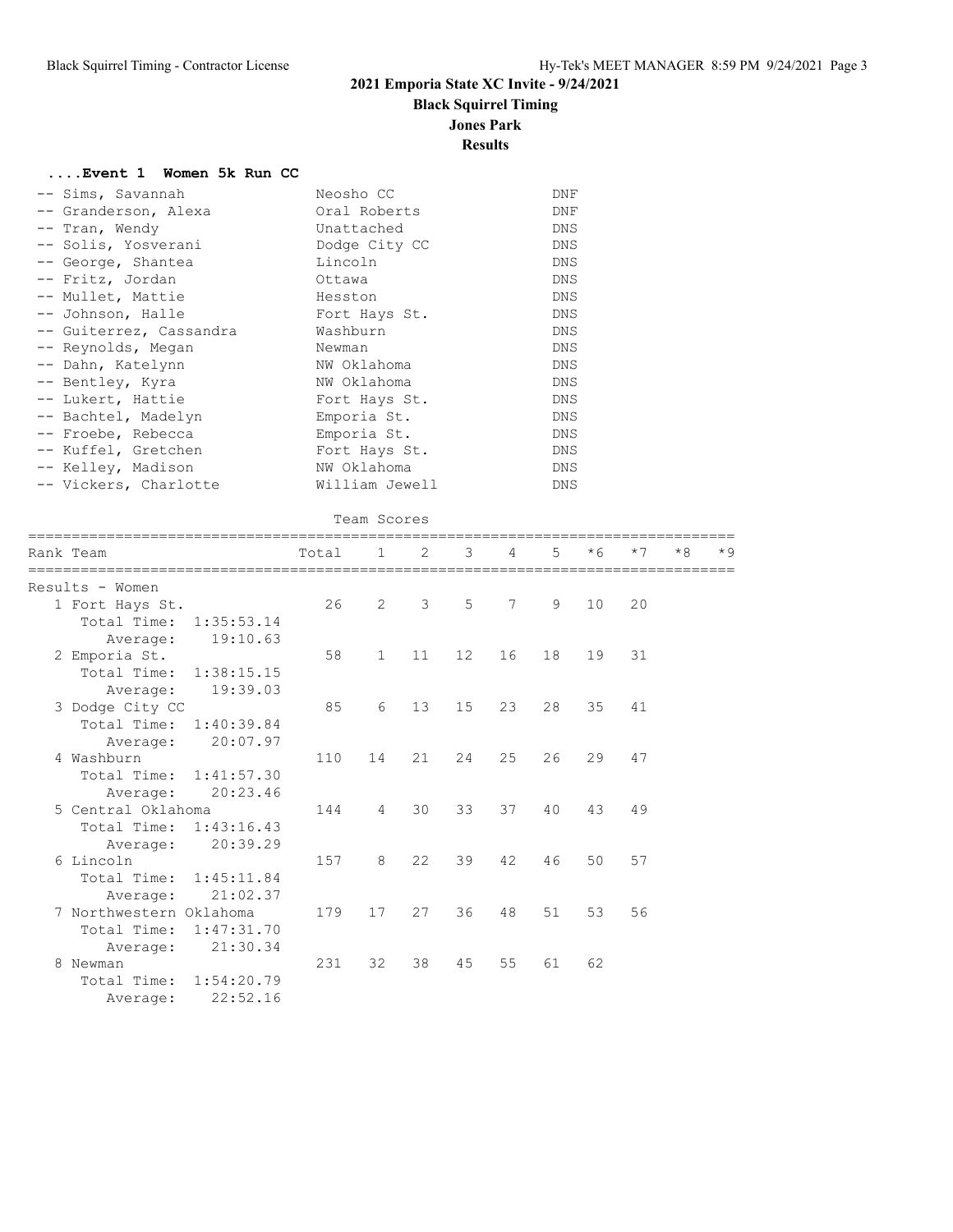## 2021 Emporia State XC Invite - 9/24/2021

**Black Squirrel Timing**

**Jones Park**

**Results**

### ....Event 1 Women 5k Run CC

| Place | Name | Team | Result |
|---|---|---|---|
| -- | Sims, Savannah | Neosho CC | DNF |
| -- | Granderson, Alexa | Oral Roberts | DNF |
| -- | Tran, Wendy | Unattached | DNS |
| -- | Solis, Yosverani | Dodge City CC | DNS |
| -- | George, Shantea | Lincoln | DNS |
| -- | Fritz, Jordan | Ottawa | DNS |
| -- | Mullet, Mattie | Hesston | DNS |
| -- | Johnson, Halle | Fort Hays St. | DNS |
| -- | Guiterrez, Cassandra | Washburn | DNS |
| -- | Reynolds, Megan | Newman | DNS |
| -- | Dahn, Katelynn | NW Oklahoma | DNS |
| -- | Bentley, Kyra | NW Oklahoma | DNS |
| -- | Lukert, Hattie | Fort Hays St. | DNS |
| -- | Bachtel, Madelyn | Emporia St. | DNS |
| -- | Froebe, Rebecca | Emporia St. | DNS |
| -- | Kuffel, Gretchen | Fort Hays St. | DNS |
| -- | Kelley, Madison | NW Oklahoma | DNS |
| -- | Vickers, Charlotte | William Jewell | DNS |

Team Scores

Results - Women

| Rank | Team | Total | 1 | 2 | 3 | 4 | 5 | *6 | *7 | *8 | *9 |
|---|---|---|---|---|---|---|---|---|---|---|---|
| 1 | Fort Hays St. | 26 | 2 | 3 | 5 | 7 | 9 | 10 | 20 | | |
| | Total Time: 1:35:53.14 | | | | | | | | | | |
| | Average: 19:10.63 | | | | | | | | | | |
| 2 | Emporia St. | 58 | 1 | 11 | 12 | 16 | 18 | 19 | 31 | | |
| | Total Time: 1:38:15.15 | | | | | | | | | | |
| | Average: 19:39.03 | | | | | | | | | | |
| 3 | Dodge City CC | 85 | 6 | 13 | 15 | 23 | 28 | 35 | 41 | | |
| | Total Time: 1:40:39.84 | | | | | | | | | | |
| | Average: 20:07.97 | | | | | | | | | | |
| 4 | Washburn | 110 | 14 | 21 | 24 | 25 | 26 | 29 | 47 | | |
| | Total Time: 1:41:57.30 | | | | | | | | | | |
| | Average: 20:23.46 | | | | | | | | | | |
| 5 | Central Oklahoma | 144 | 4 | 30 | 33 | 37 | 40 | 43 | 49 | | |
| | Total Time: 1:43:16.43 | | | | | | | | | | |
| | Average: 20:39.29 | | | | | | | | | | |
| 6 | Lincoln | 157 | 8 | 22 | 39 | 42 | 46 | 50 | 57 | | |
| | Total Time: 1:45:11.84 | | | | | | | | | | |
| | Average: 21:02.37 | | | | | | | | | | |
| 7 | Northwestern Oklahoma | 179 | 17 | 27 | 36 | 48 | 51 | 53 | 56 | | |
| | Total Time: 1:47:31.70 | | | | | | | | | | |
| | Average: 21:30.34 | | | | | | | | | | |
| 8 | Newman | 231 | 32 | 38 | 45 | 55 | 61 | 62 | | | |
| | Total Time: 1:54:20.79 | | | | | | | | | | |
| | Average: 22:52.16 | | | | | | | | | | |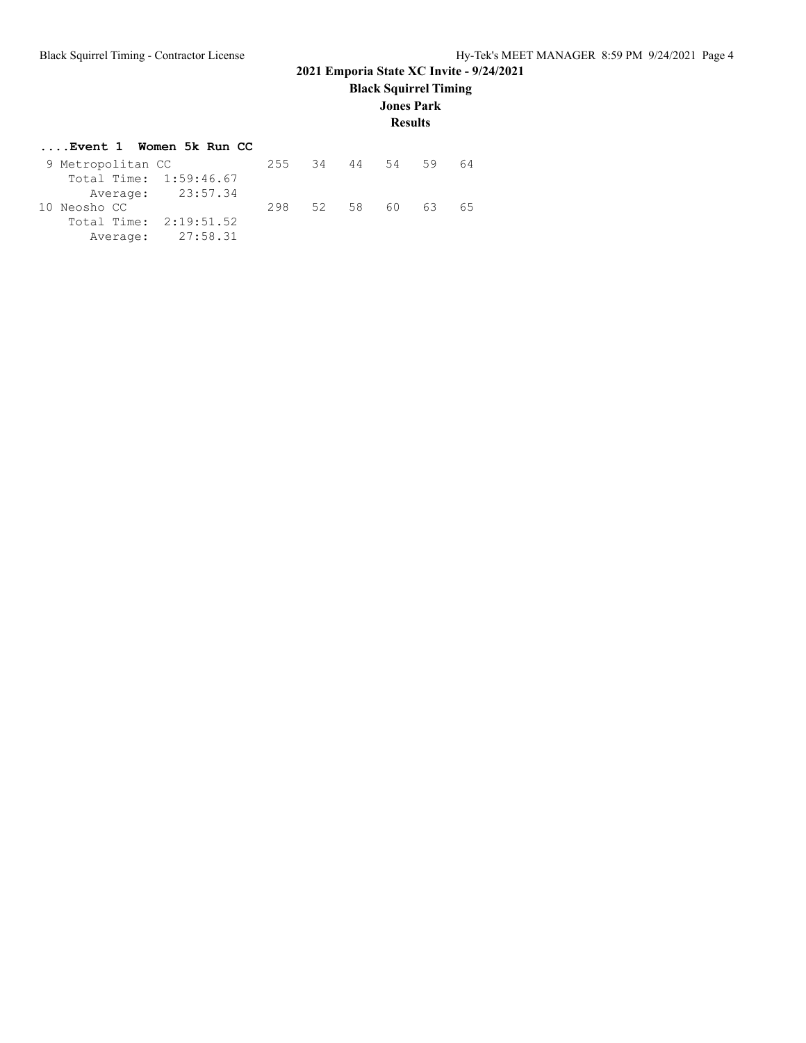# 2021 Emporia State XC Invite - 9/24/2021

## Black Squirrel Timing

### Jones Park

### Results

**....Event 1 Women 5k Run CC**

```
 9 Metropolitan CC            255   34   44   54   59   64
    Total Time:  1:59:46.67
       Average:    23:57.34
10 Neosho CC                  298   52   58   60   63   65
    Total Time:  2:19:51.52
       Average:    27:58.31
```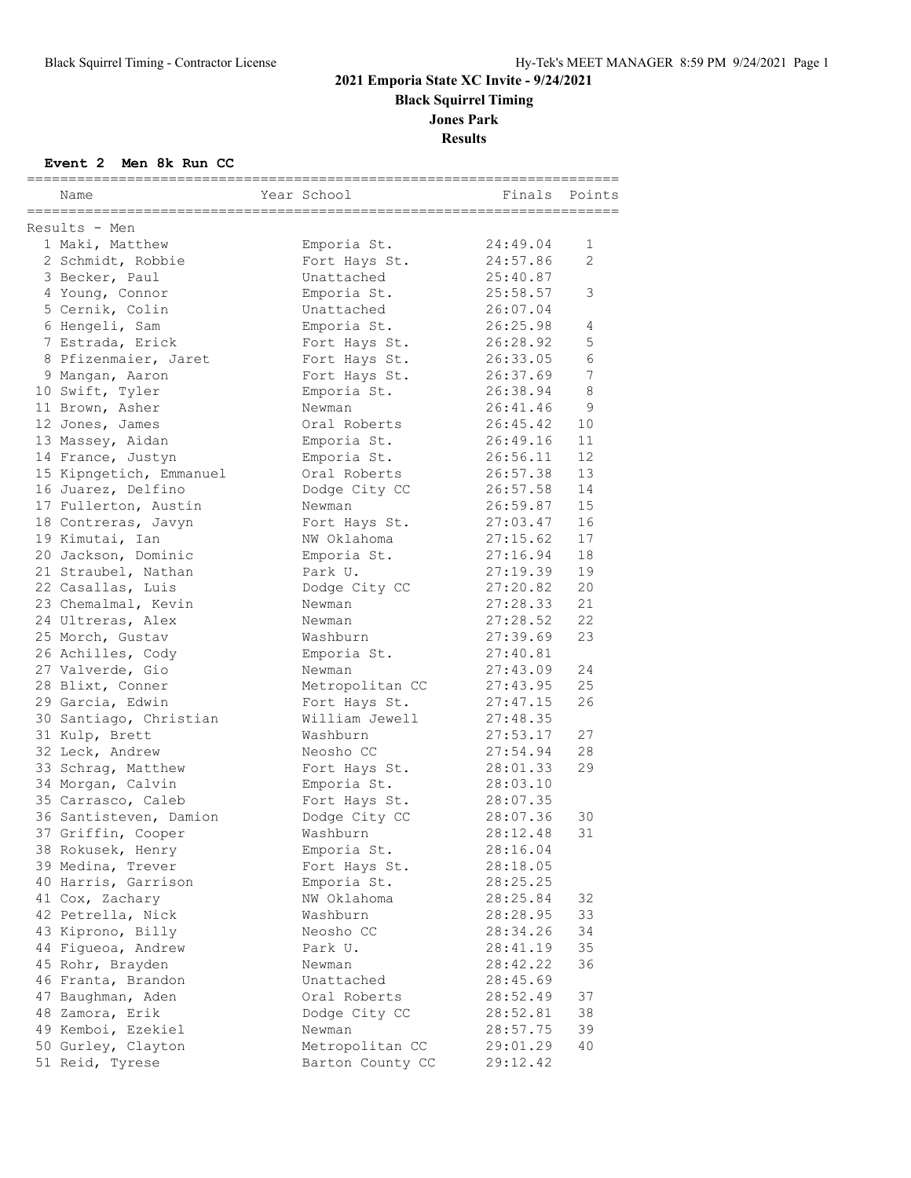# 2021 Emporia State XC Invite - 9/24/2021

**Black Squirrel Timing**

**Jones Park**

**Results**

### Event 2 Men 8k Run CC

Results - Men

| | Name | Year School | Finals | Points |
|---|---|---|---|---|
| 1 | Maki, Matthew | Emporia St. | 24:49.04 | 1 |
| 2 | Schmidt, Robbie | Fort Hays St. | 24:57.86 | 2 |
| 3 | Becker, Paul | Unattached | 25:40.87 | |
| 4 | Young, Connor | Emporia St. | 25:58.57 | 3 |
| 5 | Cernik, Colin | Unattached | 26:07.04 | |
| 6 | Hengeli, Sam | Emporia St. | 26:25.98 | 4 |
| 7 | Estrada, Erick | Fort Hays St. | 26:28.92 | 5 |
| 8 | Pfizenmaier, Jaret | Fort Hays St. | 26:33.05 | 6 |
| 9 | Mangan, Aaron | Fort Hays St. | 26:37.69 | 7 |
| 10 | Swift, Tyler | Emporia St. | 26:38.94 | 8 |
| 11 | Brown, Asher | Newman | 26:41.46 | 9 |
| 12 | Jones, James | Oral Roberts | 26:45.42 | 10 |
| 13 | Massey, Aidan | Emporia St. | 26:49.16 | 11 |
| 14 | France, Justyn | Emporia St. | 26:56.11 | 12 |
| 15 | Kipngetich, Emmanuel | Oral Roberts | 26:57.38 | 13 |
| 16 | Juarez, Delfino | Dodge City CC | 26:57.58 | 14 |
| 17 | Fullerton, Austin | Newman | 26:59.87 | 15 |
| 18 | Contreras, Javyn | Fort Hays St. | 27:03.47 | 16 |
| 19 | Kimutai, Ian | NW Oklahoma | 27:15.62 | 17 |
| 20 | Jackson, Dominic | Emporia St. | 27:16.94 | 18 |
| 21 | Straubel, Nathan | Park U. | 27:19.39 | 19 |
| 22 | Casallas, Luis | Dodge City CC | 27:20.82 | 20 |
| 23 | Chemalmal, Kevin | Newman | 27:28.33 | 21 |
| 24 | Ultreras, Alex | Newman | 27:28.52 | 22 |
| 25 | Morch, Gustav | Washburn | 27:39.69 | 23 |
| 26 | Achilles, Cody | Emporia St. | 27:40.81 | |
| 27 | Valverde, Gio | Newman | 27:43.09 | 24 |
| 28 | Blixt, Conner | Metropolitan CC | 27:43.95 | 25 |
| 29 | Garcia, Edwin | Fort Hays St. | 27:47.15 | 26 |
| 30 | Santiago, Christian | William Jewell | 27:48.35 | |
| 31 | Kulp, Brett | Washburn | 27:53.17 | 27 |
| 32 | Leck, Andrew | Neosho CC | 27:54.94 | 28 |
| 33 | Schrag, Matthew | Fort Hays St. | 28:01.33 | 29 |
| 34 | Morgan, Calvin | Emporia St. | 28:03.10 | |
| 35 | Carrasco, Caleb | Fort Hays St. | 28:07.35 | |
| 36 | Santisteven, Damion | Dodge City CC | 28:07.36 | 30 |
| 37 | Griffin, Cooper | Washburn | 28:12.48 | 31 |
| 38 | Rokusek, Henry | Emporia St. | 28:16.04 | |
| 39 | Medina, Trever | Fort Hays St. | 28:18.05 | |
| 40 | Harris, Garrison | Emporia St. | 28:25.25 | |
| 41 | Cox, Zachary | NW Oklahoma | 28:25.84 | 32 |
| 42 | Petrella, Nick | Washburn | 28:28.95 | 33 |
| 43 | Kiprono, Billy | Neosho CC | 28:34.26 | 34 |
| 44 | Figueoa, Andrew | Park U. | 28:41.19 | 35 |
| 45 | Rohr, Brayden | Newman | 28:42.22 | 36 |
| 46 | Franta, Brandon | Unattached | 28:45.69 | |
| 47 | Baughman, Aden | Oral Roberts | 28:52.49 | 37 |
| 48 | Zamora, Erik | Dodge City CC | 28:52.81 | 38 |
| 49 | Kemboi, Ezekiel | Newman | 28:57.75 | 39 |
| 50 | Gurley, Clayton | Metropolitan CC | 29:01.29 | 40 |
| 51 | Reid, Tyrese | Barton County CC | 29:12.42 | |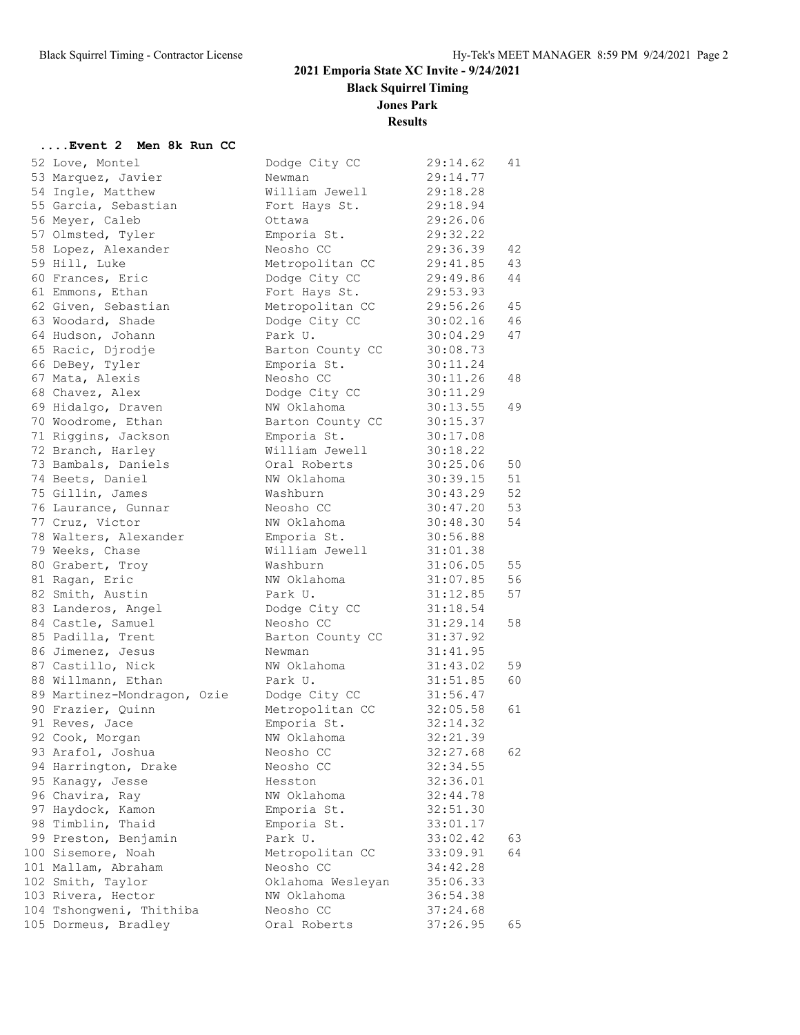**2021 Emporia State XC Invite - 9/24/2021**

**Black Squirrel Timing**

**Jones Park**

**Results**

### ....Event 2 Men 8k Run CC

| Place | Name | Team | Time | Points |
|---|---|---|---|---|
| 52 | Love, Montel | Dodge City CC | 29:14.62 | 41 |
| 53 | Marquez, Javier | Newman | 29:14.77 | |
| 54 | Ingle, Matthew | William Jewell | 29:18.28 | |
| 55 | Garcia, Sebastian | Fort Hays St. | 29:18.94 | |
| 56 | Meyer, Caleb | Ottawa | 29:26.06 | |
| 57 | Olmsted, Tyler | Emporia St. | 29:32.22 | |
| 58 | Lopez, Alexander | Neosho CC | 29:36.39 | 42 |
| 59 | Hill, Luke | Metropolitan CC | 29:41.85 | 43 |
| 60 | Frances, Eric | Dodge City CC | 29:49.86 | 44 |
| 61 | Emmons, Ethan | Fort Hays St. | 29:53.93 | |
| 62 | Given, Sebastian | Metropolitan CC | 29:56.26 | 45 |
| 63 | Woodard, Shade | Dodge City CC | 30:02.16 | 46 |
| 64 | Hudson, Johann | Park U. | 30:04.29 | 47 |
| 65 | Racic, Djrodje | Barton County CC | 30:08.73 | |
| 66 | DeBey, Tyler | Emporia St. | 30:11.24 | |
| 67 | Mata, Alexis | Neosho CC | 30:11.26 | 48 |
| 68 | Chavez, Alex | Dodge City CC | 30:11.29 | |
| 69 | Hidalgo, Draven | NW Oklahoma | 30:13.55 | 49 |
| 70 | Woodrome, Ethan | Barton County CC | 30:15.37 | |
| 71 | Riggins, Jackson | Emporia St. | 30:17.08 | |
| 72 | Branch, Harley | William Jewell | 30:18.22 | |
| 73 | Bambals, Daniels | Oral Roberts | 30:25.06 | 50 |
| 74 | Beets, Daniel | NW Oklahoma | 30:39.15 | 51 |
| 75 | Gillin, James | Washburn | 30:43.29 | 52 |
| 76 | Laurance, Gunnar | Neosho CC | 30:47.20 | 53 |
| 77 | Cruz, Victor | NW Oklahoma | 30:48.30 | 54 |
| 78 | Walters, Alexander | Emporia St. | 30:56.88 | |
| 79 | Weeks, Chase | William Jewell | 31:01.38 | |
| 80 | Grabert, Troy | Washburn | 31:06.05 | 55 |
| 81 | Ragan, Eric | NW Oklahoma | 31:07.85 | 56 |
| 82 | Smith, Austin | Park U. | 31:12.85 | 57 |
| 83 | Landeros, Angel | Dodge City CC | 31:18.54 | |
| 84 | Castle, Samuel | Neosho CC | 31:29.14 | 58 |
| 85 | Padilla, Trent | Barton County CC | 31:37.92 | |
| 86 | Jimenez, Jesus | Newman | 31:41.95 | |
| 87 | Castillo, Nick | NW Oklahoma | 31:43.02 | 59 |
| 88 | Willmann, Ethan | Park U. | 31:51.85 | 60 |
| 89 | Martinez-Mondragon, Ozie | Dodge City CC | 31:56.47 | |
| 90 | Frazier, Quinn | Metropolitan CC | 32:05.58 | 61 |
| 91 | Reves, Jace | Emporia St. | 32:14.32 | |
| 92 | Cook, Morgan | NW Oklahoma | 32:21.39 | |
| 93 | Arafol, Joshua | Neosho CC | 32:27.68 | 62 |
| 94 | Harrington, Drake | Neosho CC | 32:34.55 | |
| 95 | Kanagy, Jesse | Hesston | 32:36.01 | |
| 96 | Chavira, Ray | NW Oklahoma | 32:44.78 | |
| 97 | Haydock, Kamon | Emporia St. | 32:51.30 | |
| 98 | Timblin, Thaid | Emporia St. | 33:01.17 | |
| 99 | Preston, Benjamin | Park U. | 33:02.42 | 63 |
| 100 | Sisemore, Noah | Metropolitan CC | 33:09.91 | 64 |
| 101 | Mallam, Abraham | Neosho CC | 34:42.28 | |
| 102 | Smith, Taylor | Oklahoma Wesleyan | 35:06.33 | |
| 103 | Rivera, Hector | NW Oklahoma | 36:54.38 | |
| 104 | Tshongweni, Thithiba | Neosho CC | 37:24.68 | |
| 105 | Dormeus, Bradley | Oral Roberts | 37:26.95 | 65 |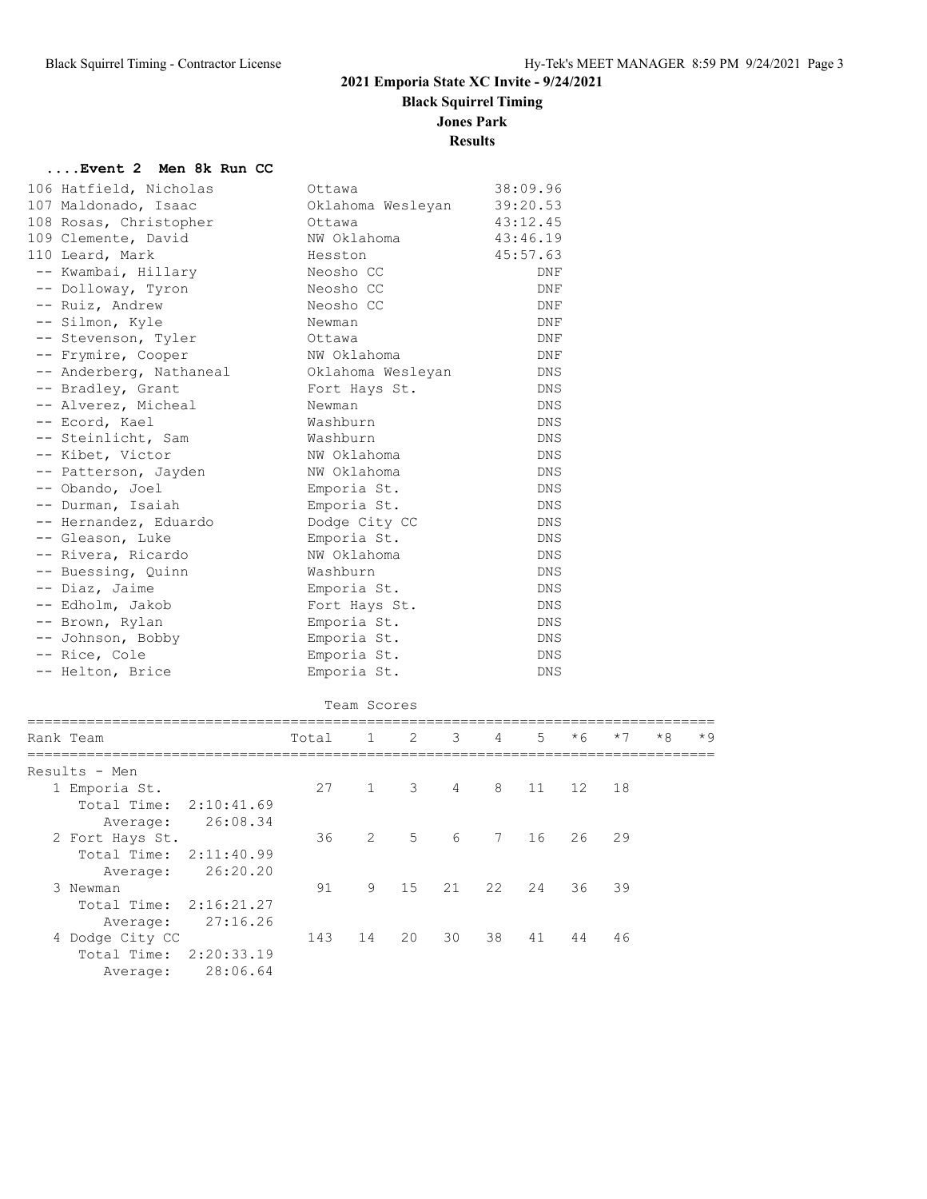# 2021 Emporia State XC Invite - 9/24/2021

**Black Squirrel Timing**

**Jones Park**

**Results**

### ....Event 2 Men 8k Run CC

| Place | Name | Team | Time |
|---|---|---|---|
| 106 | Hatfield, Nicholas | Ottawa | 38:09.96 |
| 107 | Maldonado, Isaac | Oklahoma Wesleyan | 39:20.53 |
| 108 | Rosas, Christopher | Ottawa | 43:12.45 |
| 109 | Clemente, David | NW Oklahoma | 43:46.19 |
| 110 | Leard, Mark | Hesston | 45:57.63 |
| -- | Kwambai, Hillary | Neosho CC | DNF |
| -- | Dolloway, Tyron | Neosho CC | DNF |
| -- | Ruiz, Andrew | Neosho CC | DNF |
| -- | Silmon, Kyle | Newman | DNF |
| -- | Stevenson, Tyler | Ottawa | DNF |
| -- | Frymire, Cooper | NW Oklahoma | DNF |
| -- | Anderberg, Nathaneal | Oklahoma Wesleyan | DNS |
| -- | Bradley, Grant | Fort Hays St. | DNS |
| -- | Alverez, Micheal | Newman | DNS |
| -- | Ecord, Kael | Washburn | DNS |
| -- | Steinlicht, Sam | Washburn | DNS |
| -- | Kibet, Victor | NW Oklahoma | DNS |
| -- | Patterson, Jayden | NW Oklahoma | DNS |
| -- | Obando, Joel | Emporia St. | DNS |
| -- | Durman, Isaiah | Emporia St. | DNS |
| -- | Hernandez, Eduardo | Dodge City CC | DNS |
| -- | Gleason, Luke | Emporia St. | DNS |
| -- | Rivera, Ricardo | NW Oklahoma | DNS |
| -- | Buessing, Quinn | Washburn | DNS |
| -- | Diaz, Jaime | Emporia St. | DNS |
| -- | Edholm, Jakob | Fort Hays St. | DNS |
| -- | Brown, Rylan | Emporia St. | DNS |
| -- | Johnson, Bobby | Emporia St. | DNS |
| -- | Rice, Cole | Emporia St. | DNS |
| -- | Helton, Brice | Emporia St. | DNS |

### Team Scores

| Rank | Team | Total | 1 | 2 | 3 | 4 | 5 | *6 | *7 | *8 | *9 |
|---|---|---|---|---|---|---|---|---|---|---|---|
| **Results - Men** | | | | | | | | | | | |
| 1 | Emporia St. | 27 | 1 | 3 | 4 | 8 | 11 | 12 | 18 | | |
| | Total Time: 2:10:41.69 / Average: 26:08.34 | | | | | | | | | | |
| 2 | Fort Hays St. | 36 | 2 | 5 | 6 | 7 | 16 | 26 | 29 | | |
| | Total Time: 2:11:40.99 / Average: 26:20.20 | | | | | | | | | | |
| 3 | Newman | 91 | 9 | 15 | 21 | 22 | 24 | 36 | 39 | | |
| | Total Time: 2:16:21.27 / Average: 27:16.26 | | | | | | | | | | |
| 4 | Dodge City CC | 143 | 14 | 20 | 30 | 38 | 41 | 44 | 46 | | |
| | Total Time: 2:20:33.19 / Average: 28:06.64 | | | | | | | | | | |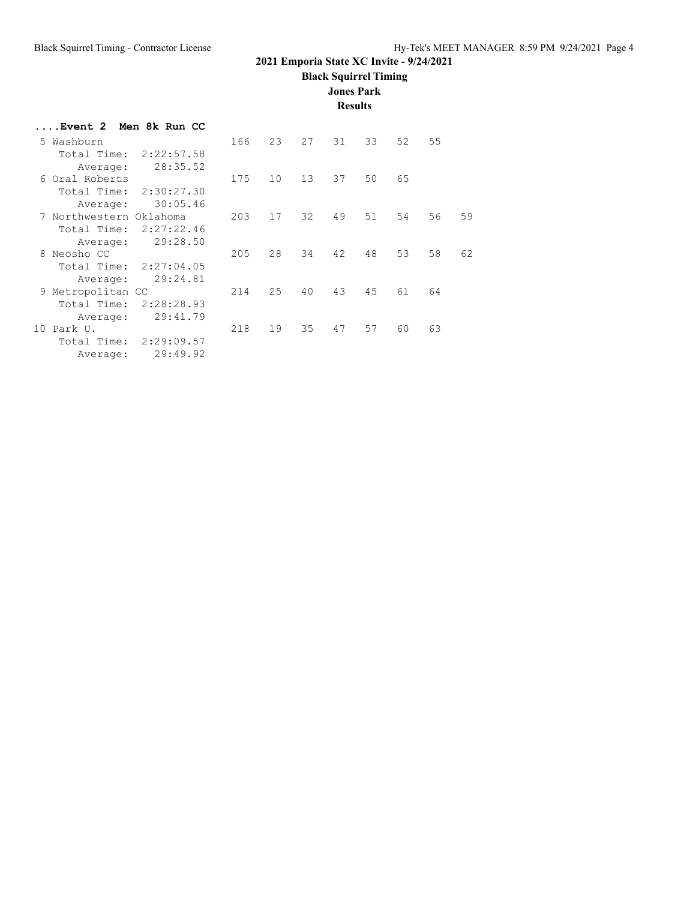## 2021 Emporia State XC Invite - 9/24/2021

**Black Squirrel Timing**

**Jones Park**

**Results**

**....Event 2 Men 8k Run CC**

| | | | | | | | | | |
|---|---|---|---|---|---|---|---|---|---|
| 5 Washburn | 166 | 23 | 27 | 31 | 33 | 52 | 55 | | |
| Total Time: 2:22:57.58 | | | | | | | | | |
| Average: 28:35.52 | | | | | | | | | |
| 6 Oral Roberts | 175 | 10 | 13 | 37 | 50 | 65 | | | |
| Total Time: 2:30:27.30 | | | | | | | | | |
| Average: 30:05.46 | | | | | | | | | |
| 7 Northwestern Oklahoma | 203 | 17 | 32 | 49 | 51 | 54 | 56 | 59 | |
| Total Time: 2:27:22.46 | | | | | | | | | |
| Average: 29:28.50 | | | | | | | | | |
| 8 Neosho CC | 205 | 28 | 34 | 42 | 48 | 53 | 58 | 62 | |
| Total Time: 2:27:04.05 | | | | | | | | | |
| Average: 29:24.81 | | | | | | | | | |
| 9 Metropolitan CC | 214 | 25 | 40 | 43 | 45 | 61 | 64 | | |
| Total Time: 2:28:28.93 | | | | | | | | | |
| Average: 29:41.79 | | | | | | | | | |
| 10 Park U. | 218 | 19 | 35 | 47 | 57 | 60 | 63 | | |
| Total Time: 2:29:09.57 | | | | | | | | | |
| Average: 29:49.92 | | | | | | | | | |